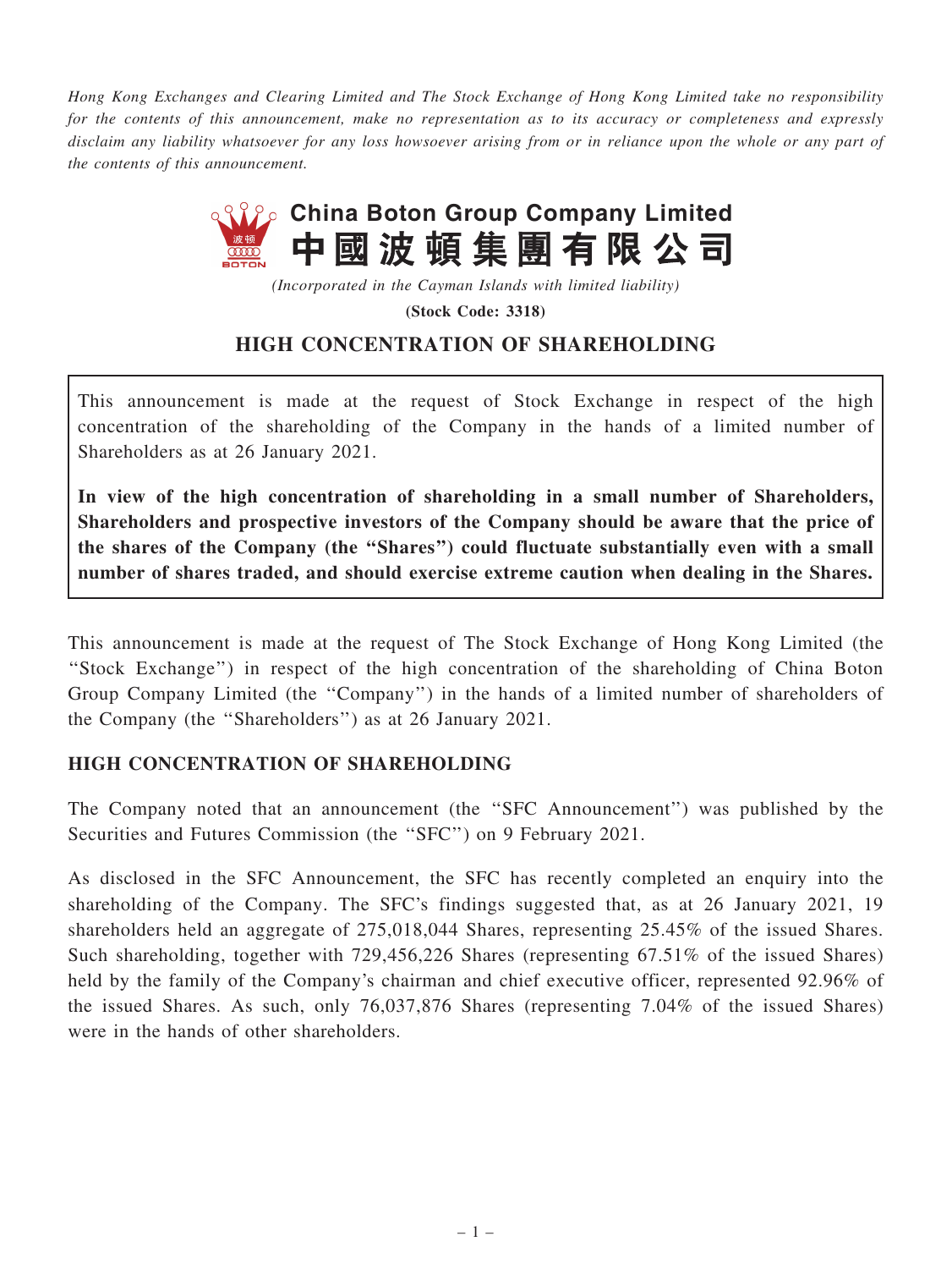*Hong Kong Exchanges and Clearing Limited and The Stock Exchange of Hong Kong Limited take no responsibility for the contents of this announcement, make no representation as to its accuracy or completeness and expressly disclaim any liability whatsoever for any loss howsoever arising from or in reliance upon the whole or any part of the contents of this announcement.*

# China Boton Group Company Limited
# 中國波頓集團有限公司

*(Incorporated in the Cayman Islands with limited liability)*

**(Stock Code: 3318)**

## HIGH CONCENTRATION OF SHAREHOLDING

This announcement is made at the request of Stock Exchange in respect of the high concentration of the shareholding of the Company in the hands of a limited number of Shareholders as at 26 January 2021.

**In view of the high concentration of shareholding in a small number of Shareholders, Shareholders and prospective investors of the Company should be aware that the price of the shares of the Company (the "Shares") could fluctuate substantially even with a small number of shares traded, and should exercise extreme caution when dealing in the Shares.**

This announcement is made at the request of The Stock Exchange of Hong Kong Limited (the "Stock Exchange") in respect of the high concentration of the shareholding of China Boton Group Company Limited (the "Company") in the hands of a limited number of shareholders of the Company (the "Shareholders") as at 26 January 2021.

### HIGH CONCENTRATION OF SHAREHOLDING

The Company noted that an announcement (the "SFC Announcement") was published by the Securities and Futures Commission (the "SFC") on 9 February 2021.

As disclosed in the SFC Announcement, the SFC has recently completed an enquiry into the shareholding of the Company. The SFC's findings suggested that, as at 26 January 2021, 19 shareholders held an aggregate of 275,018,044 Shares, representing 25.45% of the issued Shares. Such shareholding, together with 729,456,226 Shares (representing 67.51% of the issued Shares) held by the family of the Company's chairman and chief executive officer, represented 92.96% of the issued Shares. As such, only 76,037,876 Shares (representing 7.04% of the issued Shares) were in the hands of other shareholders.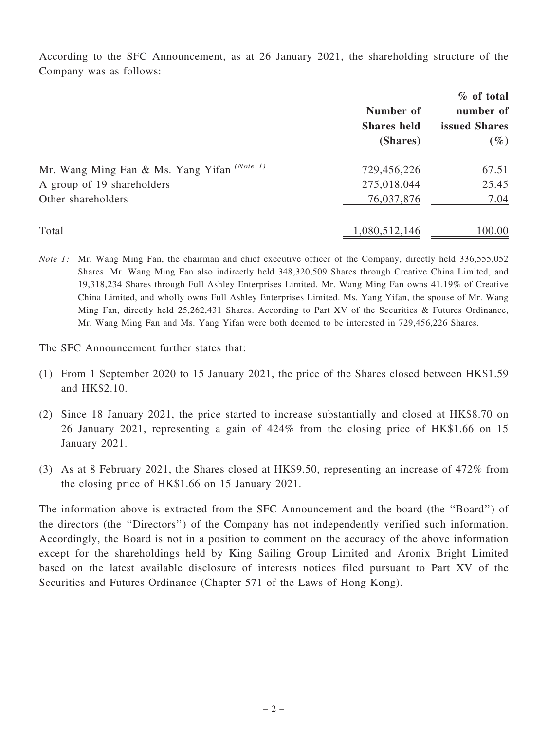According to the SFC Announcement, as at 26 January 2021, the shareholding structure of the Company was as follows:

| | Number of Shares held (Shares) | % of total number of issued Shares (%) |
|---|---|---|
| Mr. Wang Ming Fan & Ms. Yang Yifan (Note 1) | 729,456,226 | 67.51 |
| A group of 19 shareholders | 275,018,044 | 25.45 |
| Other shareholders | 76,037,876 | 7.04 |
| Total | 1,080,512,146 | 100.00 |

*Note 1:* Mr. Wang Ming Fan, the chairman and chief executive officer of the Company, directly held 336,555,052 Shares. Mr. Wang Ming Fan also indirectly held 348,320,509 Shares through Creative China Limited, and 19,318,234 Shares through Full Ashley Enterprises Limited. Mr. Wang Ming Fan owns 41.19% of Creative China Limited, and wholly owns Full Ashley Enterprises Limited. Ms. Yang Yifan, the spouse of Mr. Wang Ming Fan, directly held 25,262,431 Shares. According to Part XV of the Securities & Futures Ordinance, Mr. Wang Ming Fan and Ms. Yang Yifan were both deemed to be interested in 729,456,226 Shares.

The SFC Announcement further states that:

(1) From 1 September 2020 to 15 January 2021, the price of the Shares closed between HK$1.59 and HK$2.10.

(2) Since 18 January 2021, the price started to increase substantially and closed at HK$8.70 on 26 January 2021, representing a gain of 424% from the closing price of HK$1.66 on 15 January 2021.

(3) As at 8 February 2021, the Shares closed at HK$9.50, representing an increase of 472% from the closing price of HK$1.66 on 15 January 2021.

The information above is extracted from the SFC Announcement and the board (the "Board") of the directors (the "Directors") of the Company has not independently verified such information. Accordingly, the Board is not in a position to comment on the accuracy of the above information except for the shareholdings held by King Sailing Group Limited and Aronix Bright Limited based on the latest available disclosure of interests notices filed pursuant to Part XV of the Securities and Futures Ordinance (Chapter 571 of the Laws of Hong Kong).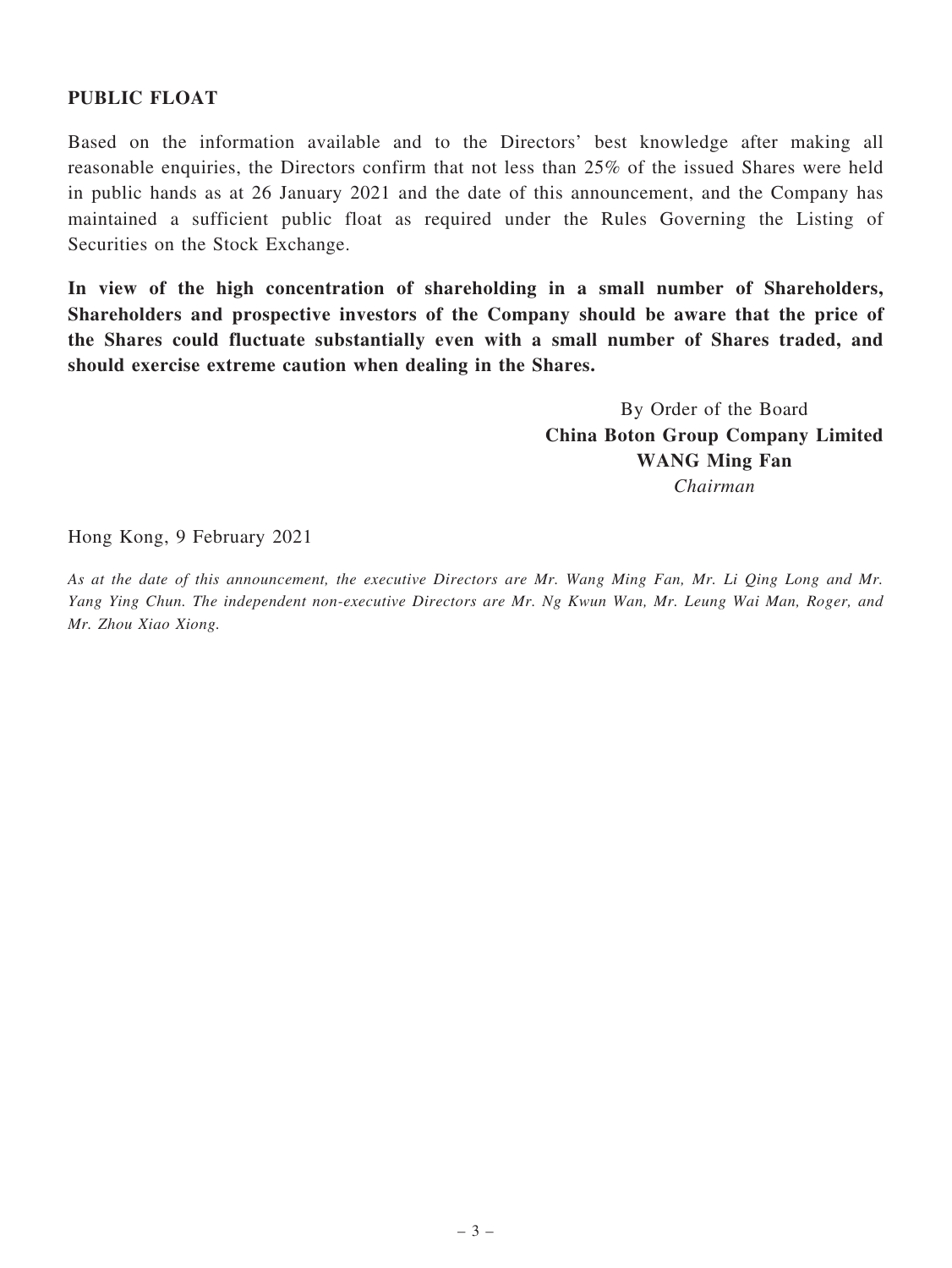## PUBLIC FLOAT

Based on the information available and to the Directors' best knowledge after making all reasonable enquiries, the Directors confirm that not less than 25% of the issued Shares were held in public hands as at 26 January 2021 and the date of this announcement, and the Company has maintained a sufficient public float as required under the Rules Governing the Listing of Securities on the Stock Exchange.

**In view of the high concentration of shareholding in a small number of Shareholders, Shareholders and prospective investors of the Company should be aware that the price of the Shares could fluctuate substantially even with a small number of Shares traded, and should exercise extreme caution when dealing in the Shares.**

By Order of the Board
**China Boton Group Company Limited**
**WANG Ming Fan**
*Chairman*

Hong Kong, 9 February 2021

*As at the date of this announcement, the executive Directors are Mr. Wang Ming Fan, Mr. Li Qing Long and Mr. Yang Ying Chun. The independent non-executive Directors are Mr. Ng Kwun Wan, Mr. Leung Wai Man, Roger, and Mr. Zhou Xiao Xiong.*